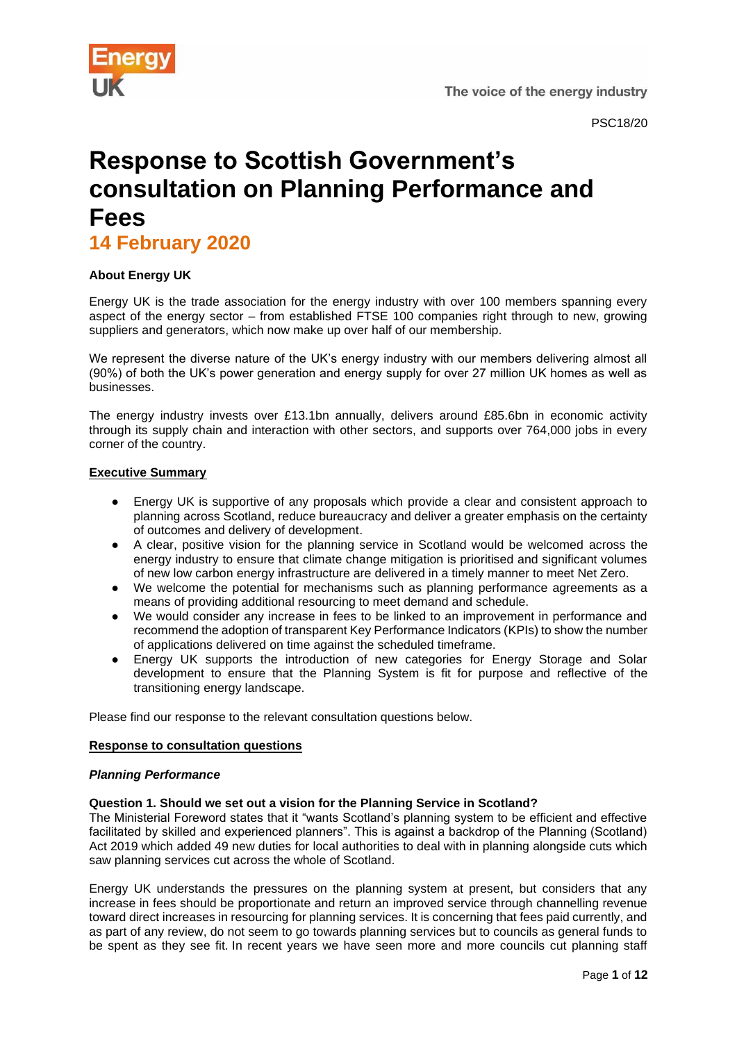PSC18/20

# Response to Scottish Government's consultation on Planning Performance and Fees

## 14 February 2020

**About Energy UK**

Energy UK is the trade association for the energy industry with over 100 members spanning every aspect of the energy sector – from established FTSE 100 companies right through to new, growing suppliers and generators, which now make up over half of our membership.

We represent the diverse nature of the UK's energy industry with our members delivering almost all (90%) of both the UK's power generation and energy supply for over 27 million UK homes as well as businesses.

The energy industry invests over £13.1bn annually, delivers around £85.6bn in economic activity through its supply chain and interaction with other sectors, and supports over 764,000 jobs in every corner of the country.

**Executive Summary**

- Energy UK is supportive of any proposals which provide a clear and consistent approach to planning across Scotland, reduce bureaucracy and deliver a greater emphasis on the certainty of outcomes and delivery of development.
- A clear, positive vision for the planning service in Scotland would be welcomed across the energy industry to ensure that climate change mitigation is prioritised and significant volumes of new low carbon energy infrastructure are delivered in a timely manner to meet Net Zero.
- We welcome the potential for mechanisms such as planning performance agreements as a means of providing additional resourcing to meet demand and schedule.
- We would consider any increase in fees to be linked to an improvement in performance and recommend the adoption of transparent Key Performance Indicators (KPIs) to show the number of applications delivered on time against the scheduled timeframe.
- Energy UK supports the introduction of new categories for Energy Storage and Solar development to ensure that the Planning System is fit for purpose and reflective of the transitioning energy landscape.

Please find our response to the relevant consultation questions below.

**Response to consultation questions**

***Planning Performance***

**Question 1. Should we set out a vision for the Planning Service in Scotland?**

The Ministerial Foreword states that it "wants Scotland's planning system to be efficient and effective facilitated by skilled and experienced planners". This is against a backdrop of the Planning (Scotland) Act 2019 which added 49 new duties for local authorities to deal with in planning alongside cuts which saw planning services cut across the whole of Scotland.

Energy UK understands the pressures on the planning system at present, but considers that any increase in fees should be proportionate and return an improved service through channelling revenue toward direct increases in resourcing for planning services. It is concerning that fees paid currently, and as part of any review, do not seem to go towards planning services but to councils as general funds to be spent as they see fit. In recent years we have seen more and more councils cut planning staff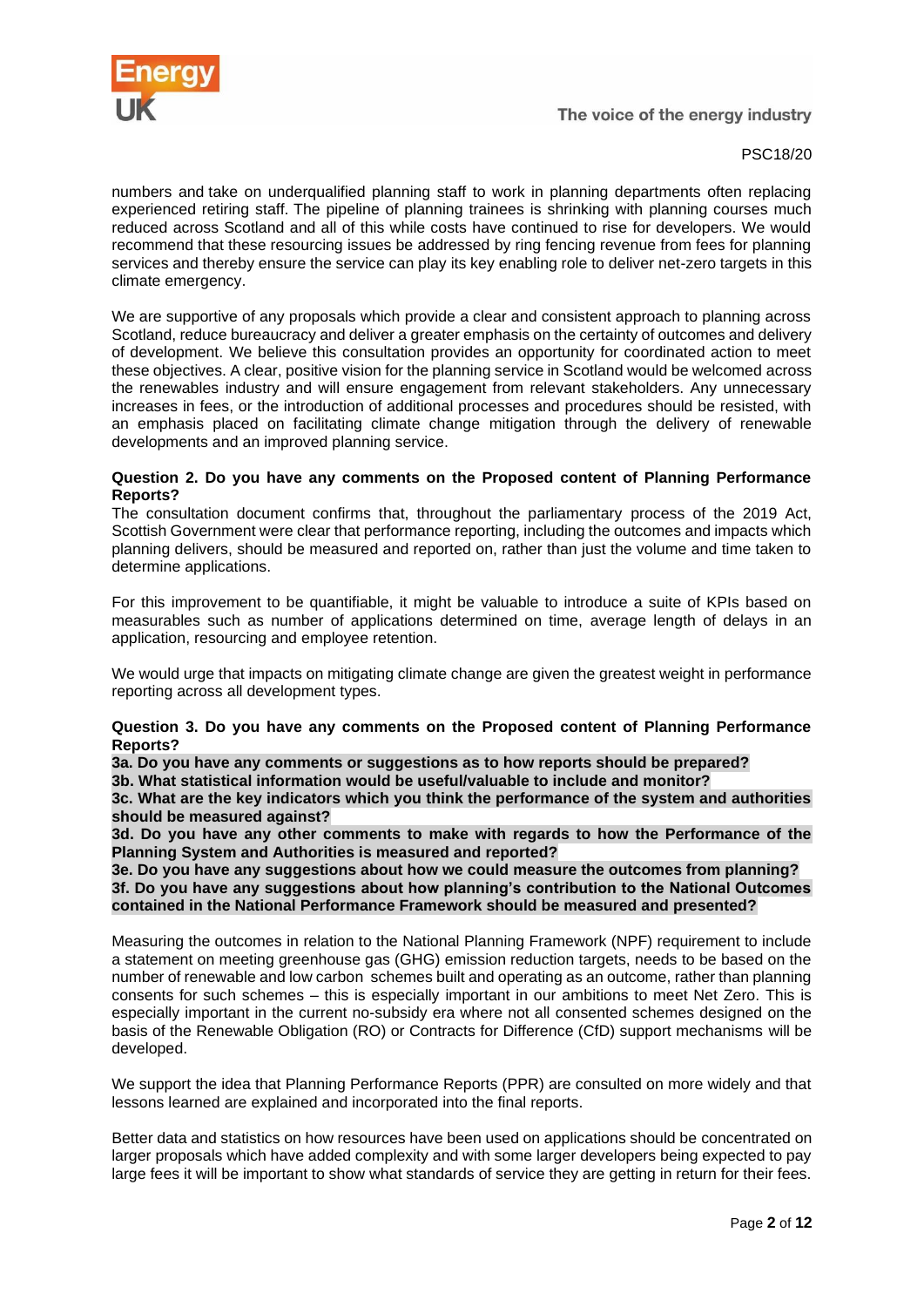numbers and take on underqualified planning staff to work in planning departments often replacing experienced retiring staff. The pipeline of planning trainees is shrinking with planning courses much reduced across Scotland and all of this while costs have continued to rise for developers. We would recommend that these resourcing issues be addressed by ring fencing revenue from fees for planning services and thereby ensure the service can play its key enabling role to deliver net-zero targets in this climate emergency.

We are supportive of any proposals which provide a clear and consistent approach to planning across Scotland, reduce bureaucracy and deliver a greater emphasis on the certainty of outcomes and delivery of development. We believe this consultation provides an opportunity for coordinated action to meet these objectives. A clear, positive vision for the planning service in Scotland would be welcomed across the renewables industry and will ensure engagement from relevant stakeholders. Any unnecessary increases in fees, or the introduction of additional processes and procedures should be resisted, with an emphasis placed on facilitating climate change mitigation through the delivery of renewable developments and an improved planning service.

**Question 2. Do you have any comments on the Proposed content of Planning Performance Reports?**

The consultation document confirms that, throughout the parliamentary process of the 2019 Act, Scottish Government were clear that performance reporting, including the outcomes and impacts which planning delivers, should be measured and reported on, rather than just the volume and time taken to determine applications.

For this improvement to be quantifiable, it might be valuable to introduce a suite of KPIs based on measurables such as number of applications determined on time, average length of delays in an application, resourcing and employee retention.

We would urge that impacts on mitigating climate change are given the greatest weight in performance reporting across all development types.

**Question 3. Do you have any comments on the Proposed content of Planning Performance Reports?**

**3a. Do you have any comments or suggestions as to how reports should be prepared?**

**3b. What statistical information would be useful/valuable to include and monitor?**

**3c. What are the key indicators which you think the performance of the system and authorities should be measured against?**

**3d. Do you have any other comments to make with regards to how the Performance of the Planning System and Authorities is measured and reported?**

**3e. Do you have any suggestions about how we could measure the outcomes from planning?**

**3f. Do you have any suggestions about how planning's contribution to the National Outcomes contained in the National Performance Framework should be measured and presented?**

Measuring the outcomes in relation to the National Planning Framework (NPF) requirement to include a statement on meeting greenhouse gas (GHG) emission reduction targets, needs to be based on the number of renewable and low carbon schemes built and operating as an outcome, rather than planning consents for such schemes – this is especially important in our ambitions to meet Net Zero. This is especially important in the current no-subsidy era where not all consented schemes designed on the basis of the Renewable Obligation (RO) or Contracts for Difference (CfD) support mechanisms will be developed.

We support the idea that Planning Performance Reports (PPR) are consulted on more widely and that lessons learned are explained and incorporated into the final reports.

Better data and statistics on how resources have been used on applications should be concentrated on larger proposals which have added complexity and with some larger developers being expected to pay large fees it will be important to show what standards of service they are getting in return for their fees.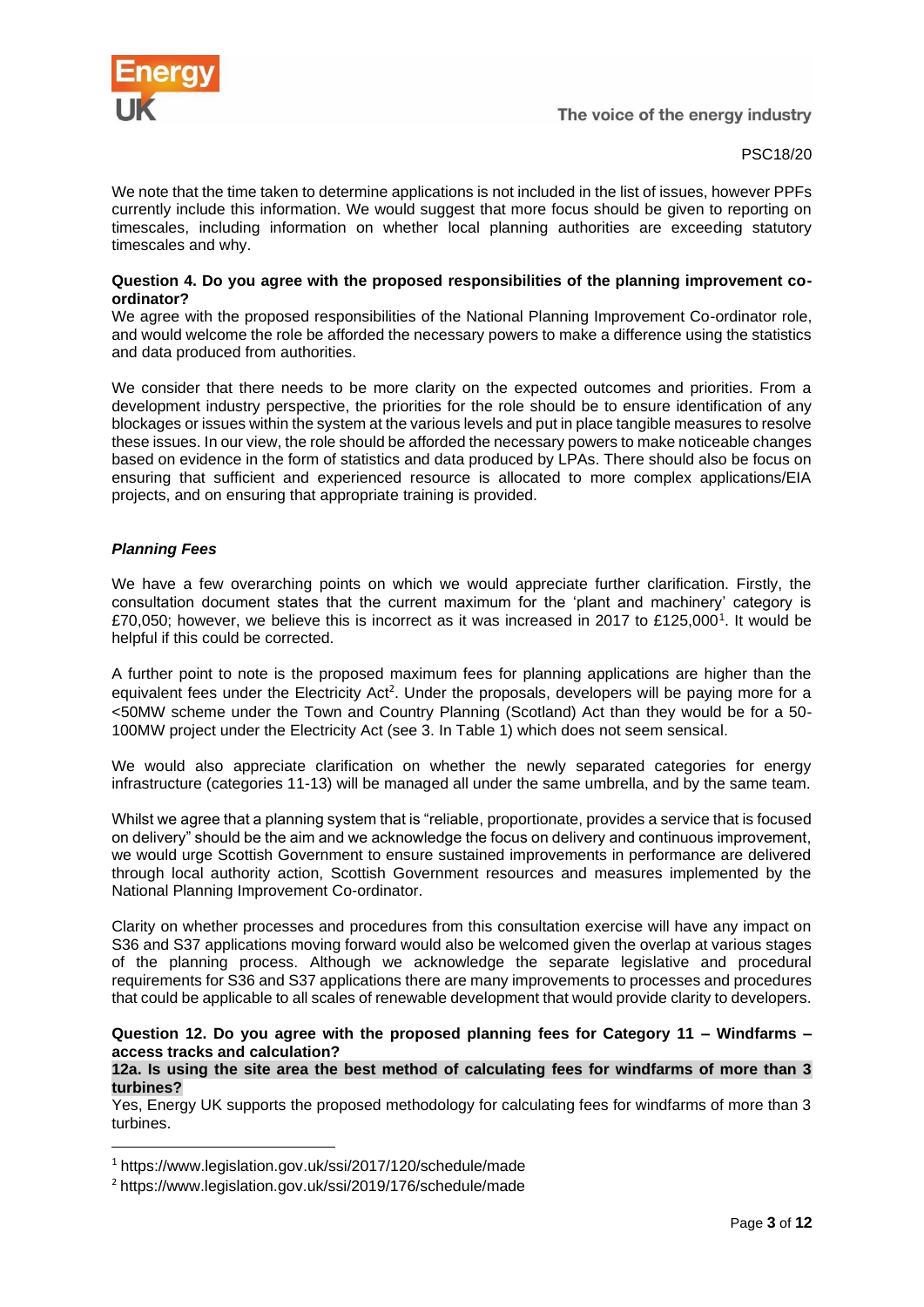We note that the time taken to determine applications is not included in the list of issues, however PPFs currently include this information. We would suggest that more focus should be given to reporting on timescales, including information on whether local planning authorities are exceeding statutory timescales and why.

**Question 4. Do you agree with the proposed responsibilities of the planning improvement co-ordinator?**

We agree with the proposed responsibilities of the National Planning Improvement Co-ordinator role, and would welcome the role be afforded the necessary powers to make a difference using the statistics and data produced from authorities.

We consider that there needs to be more clarity on the expected outcomes and priorities. From a development industry perspective, the priorities for the role should be to ensure identification of any blockages or issues within the system at the various levels and put in place tangible measures to resolve these issues. In our view, the role should be afforded the necessary powers to make noticeable changes based on evidence in the form of statistics and data produced by LPAs. There should also be focus on ensuring that sufficient and experienced resource is allocated to more complex applications/EIA projects, and on ensuring that appropriate training is provided.

***Planning Fees***

We have a few overarching points on which we would appreciate further clarification. Firstly, the consultation document states that the current maximum for the 'plant and machinery' category is £70,050; however, we believe this is incorrect as it was increased in 2017 to £125,000[1]. It would be helpful if this could be corrected.

A further point to note is the proposed maximum fees for planning applications are higher than the equivalent fees under the Electricity Act[2]. Under the proposals, developers will be paying more for a <50MW scheme under the Town and Country Planning (Scotland) Act than they would be for a 50-100MW project under the Electricity Act (see 3. In Table 1) which does not seem sensical.

We would also appreciate clarification on whether the newly separated categories for energy infrastructure (categories 11-13) will be managed all under the same umbrella, and by the same team.

Whilst we agree that a planning system that is "reliable, proportionate, provides a service that is focused on delivery" should be the aim and we acknowledge the focus on delivery and continuous improvement, we would urge Scottish Government to ensure sustained improvements in performance are delivered through local authority action, Scottish Government resources and measures implemented by the National Planning Improvement Co-ordinator.

Clarity on whether processes and procedures from this consultation exercise will have any impact on S36 and S37 applications moving forward would also be welcomed given the overlap at various stages of the planning process. Although we acknowledge the separate legislative and procedural requirements for S36 and S37 applications there are many improvements to processes and procedures that could be applicable to all scales of renewable development that would provide clarity to developers.

**Question 12. Do you agree with the proposed planning fees for Category 11 – Windfarms – access tracks and calculation?**

**12a. Is using the site area the best method of calculating fees for windfarms of more than 3 turbines?**

Yes, Energy UK supports the proposed methodology for calculating fees for windfarms of more than 3 turbines.

---

[1] https://www.legislation.gov.uk/ssi/2017/120/schedule/made

[2] https://www.legislation.gov.uk/ssi/2019/176/schedule/made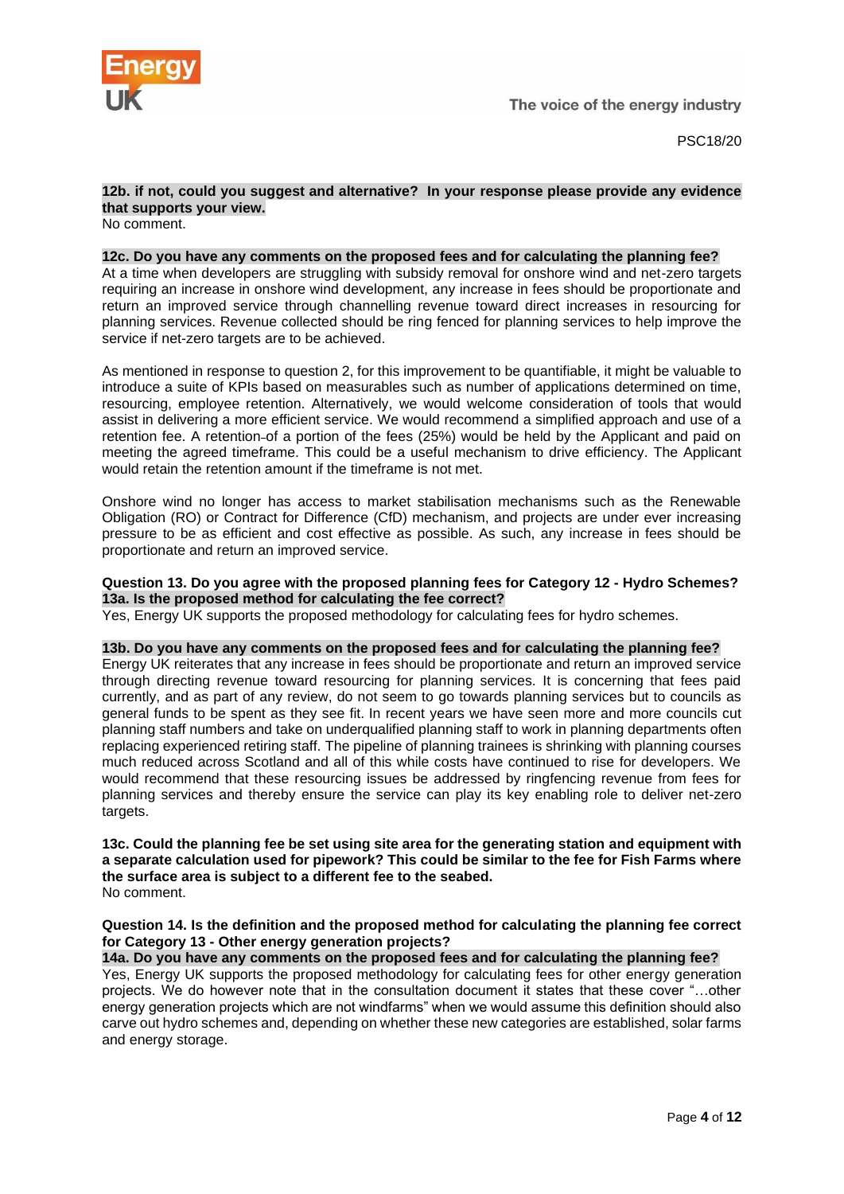**12b. if not, could you suggest and alternative? In your response please provide any evidence that supports your view.**
No comment.

**12c. Do you have any comments on the proposed fees and for calculating the planning fee?**
At a time when developers are struggling with subsidy removal for onshore wind and net-zero targets requiring an increase in onshore wind development, any increase in fees should be proportionate and return an improved service through channelling revenue toward direct increases in resourcing for planning services. Revenue collected should be ring fenced for planning services to help improve the service if net-zero targets are to be achieved.

As mentioned in response to question 2, for this improvement to be quantifiable, it might be valuable to introduce a suite of KPIs based on measurables such as number of applications determined on time, resourcing, employee retention. Alternatively, we would welcome consideration of tools that would assist in delivering a more efficient service. We would recommend a simplified approach and use of a retention fee. A retention of a portion of the fees (25%) would be held by the Applicant and paid on meeting the agreed timeframe. This could be a useful mechanism to drive efficiency. The Applicant would retain the retention amount if the timeframe is not met.

Onshore wind no longer has access to market stabilisation mechanisms such as the Renewable Obligation (RO) or Contract for Difference (CfD) mechanism, and projects are under ever increasing pressure to be as efficient and cost effective as possible. As such, any increase in fees should be proportionate and return an improved service.

**Question 13. Do you agree with the proposed planning fees for Category 12 - Hydro Schemes?**
**13a. Is the proposed method for calculating the fee correct?**
Yes, Energy UK supports the proposed methodology for calculating fees for hydro schemes.

**13b. Do you have any comments on the proposed fees and for calculating the planning fee?**
Energy UK reiterates that any increase in fees should be proportionate and return an improved service through directing revenue toward resourcing for planning services. It is concerning that fees paid currently, and as part of any review, do not seem to go towards planning services but to councils as general funds to be spent as they see fit. In recent years we have seen more and more councils cut planning staff numbers and take on underqualified planning staff to work in planning departments often replacing experienced retiring staff. The pipeline of planning trainees is shrinking with planning courses much reduced across Scotland and all of this while costs have continued to rise for developers. We would recommend that these resourcing issues be addressed by ringfencing revenue from fees for planning services and thereby ensure the service can play its key enabling role to deliver net-zero targets.

**13c. Could the planning fee be set using site area for the generating station and equipment with a separate calculation used for pipework? This could be similar to the fee for Fish Farms where the surface area is subject to a different fee to the seabed.**
No comment.

**Question 14. Is the definition and the proposed method for calculating the planning fee correct for Category 13 - Other energy generation projects?**
**14a. Do you have any comments on the proposed fees and for calculating the planning fee?**
Yes, Energy UK supports the proposed methodology for calculating fees for other energy generation projects. We do however note that in the consultation document it states that these cover "…other energy generation projects which are not windfarms" when we would assume this definition should also carve out hydro schemes and, depending on whether these new categories are established, solar farms and energy storage.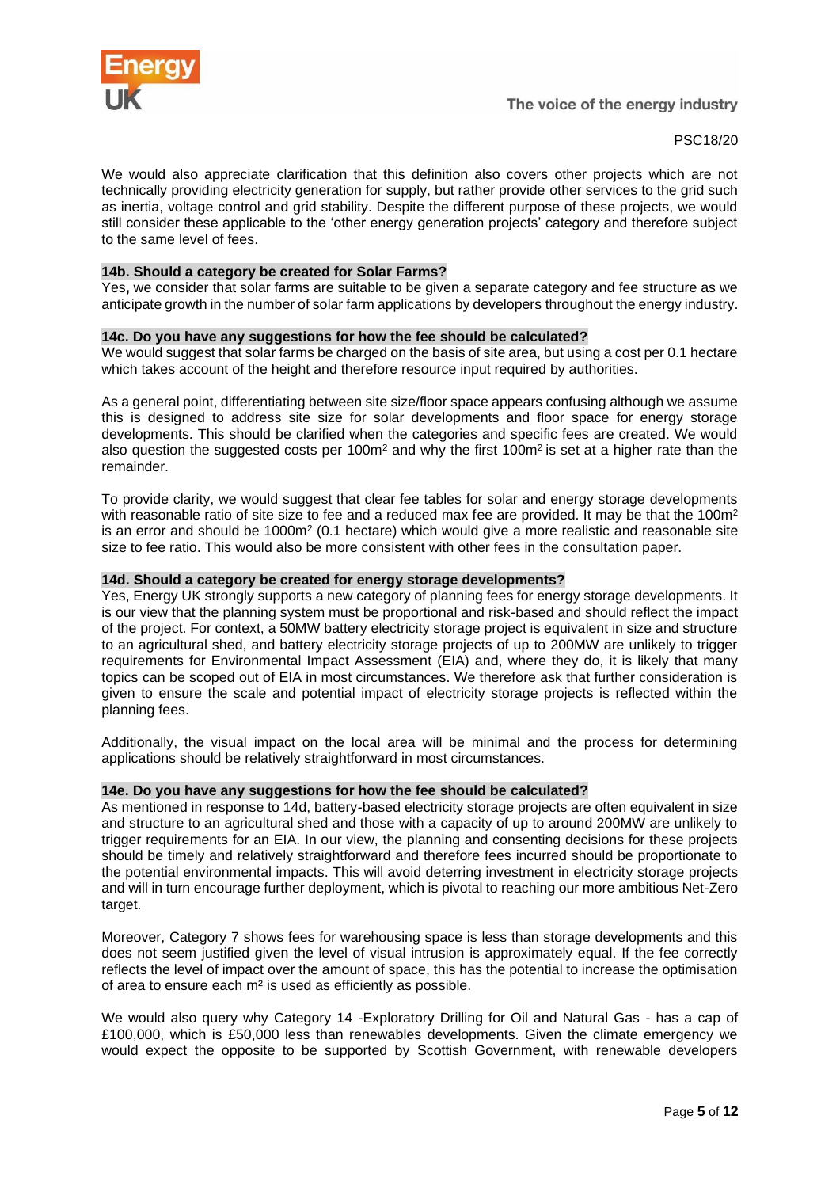We would also appreciate clarification that this definition also covers other projects which are not technically providing electricity generation for supply, but rather provide other services to the grid such as inertia, voltage control and grid stability. Despite the different purpose of these projects, we would still consider these applicable to the 'other energy generation projects' category and therefore subject to the same level of fees.

**14b. Should a category be created for Solar Farms?**

Yes**,** we consider that solar farms are suitable to be given a separate category and fee structure as we anticipate growth in the number of solar farm applications by developers throughout the energy industry.

**14c. Do you have any suggestions for how the fee should be calculated?**

We would suggest that solar farms be charged on the basis of site area, but using a cost per 0.1 hectare which takes account of the height and therefore resource input required by authorities.

As a general point, differentiating between site size/floor space appears confusing although we assume this is designed to address site size for solar developments and floor space for energy storage developments. This should be clarified when the categories and specific fees are created. We would also question the suggested costs per 100m$^2$ and why the first 100m$^2$ is set at a higher rate than the remainder.

To provide clarity, we would suggest that clear fee tables for solar and energy storage developments with reasonable ratio of site size to fee and a reduced max fee are provided. It may be that the 100m$^2$ is an error and should be 1000m$^2$ (0.1 hectare) which would give a more realistic and reasonable site size to fee ratio. This would also be more consistent with other fees in the consultation paper.

**14d. Should a category be created for energy storage developments?**

Yes, Energy UK strongly supports a new category of planning fees for energy storage developments. It is our view that the planning system must be proportional and risk-based and should reflect the impact of the project. For context, a 50MW battery electricity storage project is equivalent in size and structure to an agricultural shed, and battery electricity storage projects of up to 200MW are unlikely to trigger requirements for Environmental Impact Assessment (EIA) and, where they do, it is likely that many topics can be scoped out of EIA in most circumstances. We therefore ask that further consideration is given to ensure the scale and potential impact of electricity storage projects is reflected within the planning fees.

Additionally, the visual impact on the local area will be minimal and the process for determining applications should be relatively straightforward in most circumstances.

**14e. Do you have any suggestions for how the fee should be calculated?**

As mentioned in response to 14d, battery-based electricity storage projects are often equivalent in size and structure to an agricultural shed and those with a capacity of up to around 200MW are unlikely to trigger requirements for an EIA. In our view, the planning and consenting decisions for these projects should be timely and relatively straightforward and therefore fees incurred should be proportionate to the potential environmental impacts. This will avoid deterring investment in electricity storage projects and will in turn encourage further deployment, which is pivotal to reaching our more ambitious Net-Zero target.

Moreover, Category 7 shows fees for warehousing space is less than storage developments and this does not seem justified given the level of visual intrusion is approximately equal. If the fee correctly reflects the level of impact over the amount of space, this has the potential to increase the optimisation of area to ensure each m$^2$ is used as efficiently as possible.

We would also query why Category 14 -Exploratory Drilling for Oil and Natural Gas - has a cap of £100,000, which is £50,000 less than renewables developments. Given the climate emergency we would expect the opposite to be supported by Scottish Government, with renewable developers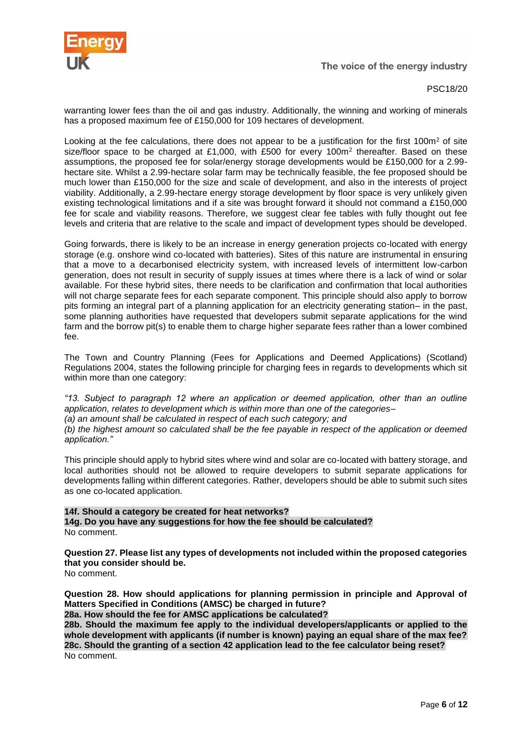warranting lower fees than the oil and gas industry. Additionally, the winning and working of minerals has a proposed maximum fee of £150,000 for 109 hectares of development.

Looking at the fee calculations, there does not appear to be a justification for the first $100m^2$ of site size/floor space to be charged at £1,000, with £500 for every $100m^2$ thereafter. Based on these assumptions, the proposed fee for solar/energy storage developments would be £150,000 for a 2.99-hectare site. Whilst a 2.99-hectare solar farm may be technically feasible, the fee proposed should be much lower than £150,000 for the size and scale of development, and also in the interests of project viability. Additionally, a 2.99-hectare energy storage development by floor space is very unlikely given existing technological limitations and if a site was brought forward it should not command a £150,000 fee for scale and viability reasons. Therefore, we suggest clear fee tables with fully thought out fee levels and criteria that are relative to the scale and impact of development types should be developed.

Going forwards, there is likely to be an increase in energy generation projects co-located with energy storage (e.g. onshore wind co-located with batteries). Sites of this nature are instrumental in ensuring that a move to a decarbonised electricity system, with increased levels of intermittent low-carbon generation, does not result in security of supply issues at times where there is a lack of wind or solar available. For these hybrid sites, there needs to be clarification and confirmation that local authorities will not charge separate fees for each separate component. This principle should also apply to borrow pits forming an integral part of a planning application for an electricity generating station– in the past, some planning authorities have requested that developers submit separate applications for the wind farm and the borrow pit(s) to enable them to charge higher separate fees rather than a lower combined fee.

The Town and Country Planning (Fees for Applications and Deemed Applications) (Scotland) Regulations 2004, states the following principle for charging fees in regards to developments which sit within more than one category:

*"13. Subject to paragraph 12 where an application or deemed application, other than an outline application, relates to development which is within more than one of the categories–*
*(a) an amount shall be calculated in respect of each such category; and*
*(b) the highest amount so calculated shall be the fee payable in respect of the application or deemed application."*

This principle should apply to hybrid sites where wind and solar are co-located with battery storage, and local authorities should not be allowed to require developers to submit separate applications for developments falling within different categories. Rather, developers should be able to submit such sites as one co-located application.

**14f. Should a category be created for heat networks?**
**14g. Do you have any suggestions for how the fee should be calculated?**
No comment.

**Question 27. Please list any types of developments not included within the proposed categories that you consider should be.**
No comment.

**Question 28. How should applications for planning permission in principle and Approval of Matters Specified in Conditions (AMSC) be charged in future?**
**28a. How should the fee for AMSC applications be calculated?**
**28b. Should the maximum fee apply to the individual developers/applicants or applied to the whole development with applicants (if number is known) paying an equal share of the max fee?**
**28c. Should the granting of a section 42 application lead to the fee calculator being reset?**
No comment.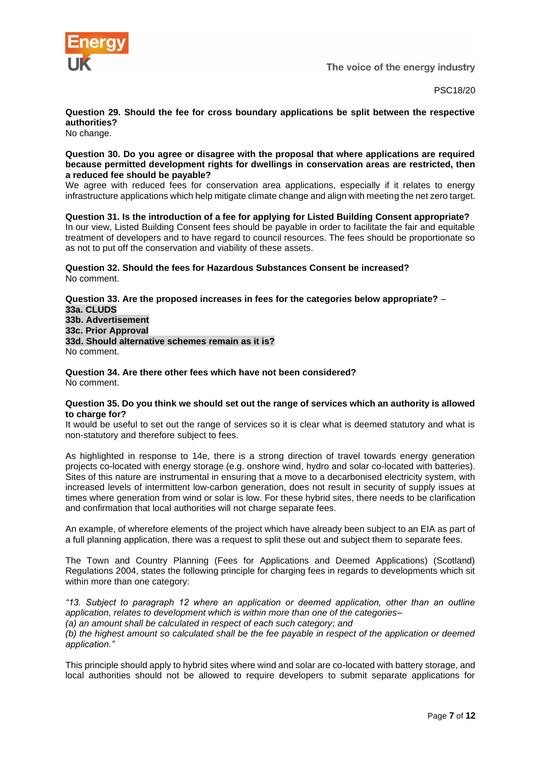PSC18/20

**Question 29. Should the fee for cross boundary applications be split between the respective authorities?**
No change.

**Question 30. Do you agree or disagree with the proposal that where applications are required because permitted development rights for dwellings in conservation areas are restricted, then a reduced fee should be payable?**
We agree with reduced fees for conservation area applications, especially if it relates to energy infrastructure applications which help mitigate climate change and align with meeting the net zero target.

**Question 31. Is the introduction of a fee for applying for Listed Building Consent appropriate?**
In our view, Listed Building Consent fees should be payable in order to facilitate the fair and equitable treatment of developers and to have regard to council resources. The fees should be proportionate so as not to put off the conservation and viability of these assets.

**Question 32. Should the fees for Hazardous Substances Consent be increased?**
No comment.

**Question 33. Are the proposed increases in fees for the categories below appropriate?** –
**33a. CLUDS**
**33b. Advertisement**
**33c. Prior Approval**
**33d. Should alternative schemes remain as it is?**
No comment.

**Question 34. Are there other fees which have not been considered?**
No comment.

**Question 35. Do you think we should set out the range of services which an authority is allowed to charge for?**
It would be useful to set out the range of services so it is clear what is deemed statutory and what is non-statutory and therefore subject to fees.

As highlighted in response to 14e, there is a strong direction of travel towards energy generation projects co-located with energy storage (e.g. onshore wind, hydro and solar co-located with batteries). Sites of this nature are instrumental in ensuring that a move to a decarbonised electricity system, with increased levels of intermittent low-carbon generation, does not result in security of supply issues at times where generation from wind or solar is low. For these hybrid sites, there needs to be clarification and confirmation that local authorities will not charge separate fees.

An example, of wherefore elements of the project which have already been subject to an EIA as part of a full planning application, there was a request to split these out and subject them to separate fees.

The Town and Country Planning (Fees for Applications and Deemed Applications) (Scotland) Regulations 2004, states the following principle for charging fees in regards to developments which sit within more than one category:

*"13. Subject to paragraph 12 where an application or deemed application, other than an outline application, relates to development which is within more than one of the categories–*
*(a) an amount shall be calculated in respect of each such category; and*
*(b) the highest amount so calculated shall be the fee payable in respect of the application or deemed application."*

This principle should apply to hybrid sites where wind and solar are co-located with battery storage, and local authorities should not be allowed to require developers to submit separate applications for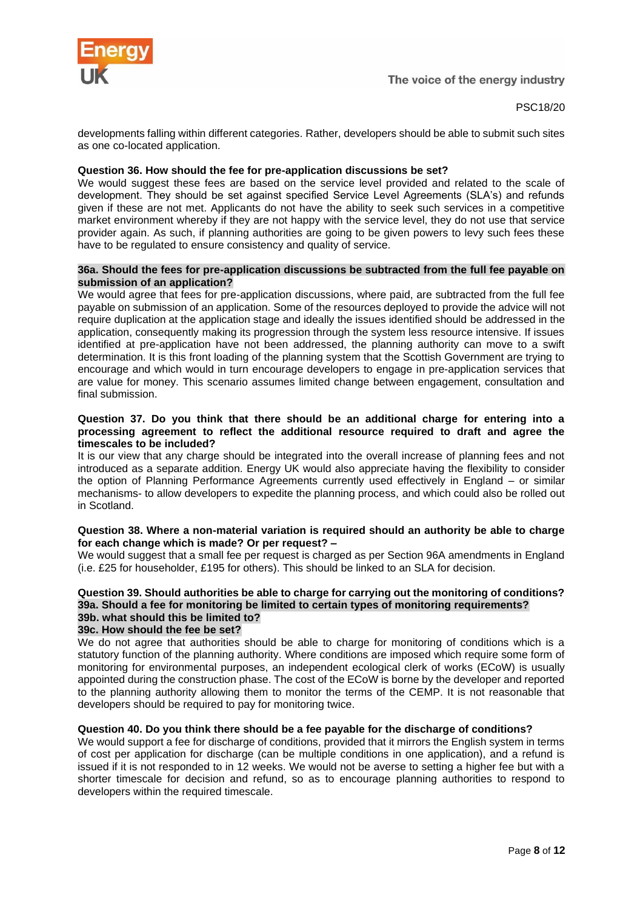developments falling within different categories. Rather, developers should be able to submit such sites as one co-located application.

**Question 36. How should the fee for pre-application discussions be set?**

We would suggest these fees are based on the service level provided and related to the scale of development. They should be set against specified Service Level Agreements (SLA's) and refunds given if these are not met. Applicants do not have the ability to seek such services in a competitive market environment whereby if they are not happy with the service level, they do not use that service provider again. As such, if planning authorities are going to be given powers to levy such fees these have to be regulated to ensure consistency and quality of service.

**36a. Should the fees for pre-application discussions be subtracted from the full fee payable on submission of an application?**

We would agree that fees for pre-application discussions, where paid, are subtracted from the full fee payable on submission of an application. Some of the resources deployed to provide the advice will not require duplication at the application stage and ideally the issues identified should be addressed in the application, consequently making its progression through the system less resource intensive. If issues identified at pre-application have not been addressed, the planning authority can move to a swift determination. It is this front loading of the planning system that the Scottish Government are trying to encourage and which would in turn encourage developers to engage in pre-application services that are value for money. This scenario assumes limited change between engagement, consultation and final submission.

**Question 37. Do you think that there should be an additional charge for entering into a processing agreement to reflect the additional resource required to draft and agree the timescales to be included?**

It is our view that any charge should be integrated into the overall increase of planning fees and not introduced as a separate addition. Energy UK would also appreciate having the flexibility to consider the option of Planning Performance Agreements currently used effectively in England – or similar mechanisms- to allow developers to expedite the planning process, and which could also be rolled out in Scotland.

**Question 38. Where a non-material variation is required should an authority be able to charge for each change which is made? Or per request? –**

We would suggest that a small fee per request is charged as per Section 96A amendments in England (i.e. £25 for householder, £195 for others). This should be linked to an SLA for decision.

**Question 39. Should authorities be able to charge for carrying out the monitoring of conditions?**
**39a. Should a fee for monitoring be limited to certain types of monitoring requirements?**
**39b. what should this be limited to?**
**39c. How should the fee be set?**

We do not agree that authorities should be able to charge for monitoring of conditions which is a statutory function of the planning authority. Where conditions are imposed which require some form of monitoring for environmental purposes, an independent ecological clerk of works (ECoW) is usually appointed during the construction phase. The cost of the ECoW is borne by the developer and reported to the planning authority allowing them to monitor the terms of the CEMP. It is not reasonable that developers should be required to pay for monitoring twice.

**Question 40. Do you think there should be a fee payable for the discharge of conditions?**

We would support a fee for discharge of conditions, provided that it mirrors the English system in terms of cost per application for discharge (can be multiple conditions in one application), and a refund is issued if it is not responded to in 12 weeks. We would not be averse to setting a higher fee but with a shorter timescale for decision and refund, so as to encourage planning authorities to respond to developers within the required timescale.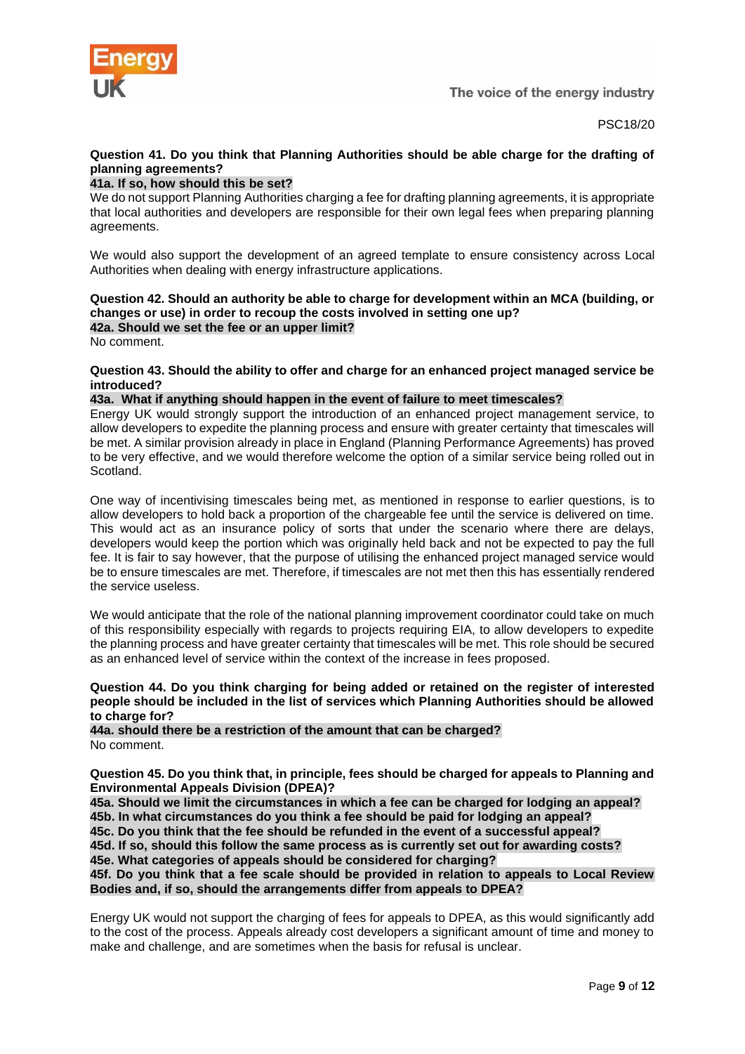PSC18/20

**Question 41. Do you think that Planning Authorities should be able charge for the drafting of planning agreements?**

**41a. If so, how should this be set?**

We do not support Planning Authorities charging a fee for drafting planning agreements, it is appropriate that local authorities and developers are responsible for their own legal fees when preparing planning agreements.

We would also support the development of an agreed template to ensure consistency across Local Authorities when dealing with energy infrastructure applications.

**Question 42. Should an authority be able to charge for development within an MCA (building, or changes or use) in order to recoup the costs involved in setting one up?**

**42a. Should we set the fee or an upper limit?**

No comment.

**Question 43. Should the ability to offer and charge for an enhanced project managed service be introduced?**

**43a. What if anything should happen in the event of failure to meet timescales?**

Energy UK would strongly support the introduction of an enhanced project management service, to allow developers to expedite the planning process and ensure with greater certainty that timescales will be met. A similar provision already in place in England (Planning Performance Agreements) has proved to be very effective, and we would therefore welcome the option of a similar service being rolled out in Scotland.

One way of incentivising timescales being met, as mentioned in response to earlier questions, is to allow developers to hold back a proportion of the chargeable fee until the service is delivered on time. This would act as an insurance policy of sorts that under the scenario where there are delays, developers would keep the portion which was originally held back and not be expected to pay the full fee. It is fair to say however, that the purpose of utilising the enhanced project managed service would be to ensure timescales are met. Therefore, if timescales are not met then this has essentially rendered the service useless.

We would anticipate that the role of the national planning improvement coordinator could take on much of this responsibility especially with regards to projects requiring EIA, to allow developers to expedite the planning process and have greater certainty that timescales will be met. This role should be secured as an enhanced level of service within the context of the increase in fees proposed.

**Question 44. Do you think charging for being added or retained on the register of interested people should be included in the list of services which Planning Authorities should be allowed to charge for?**

**44a. should there be a restriction of the amount that can be charged?**

No comment.

**Question 45. Do you think that, in principle, fees should be charged for appeals to Planning and Environmental Appeals Division (DPEA)?**

**45a. Should we limit the circumstances in which a fee can be charged for lodging an appeal?**

**45b. In what circumstances do you think a fee should be paid for lodging an appeal?**

**45c. Do you think that the fee should be refunded in the event of a successful appeal?**

**45d. If so, should this follow the same process as is currently set out for awarding costs?**

**45e. What categories of appeals should be considered for charging?**

**45f. Do you think that a fee scale should be provided in relation to appeals to Local Review Bodies and, if so, should the arrangements differ from appeals to DPEA?**

Energy UK would not support the charging of fees for appeals to DPEA, as this would significantly add to the cost of the process. Appeals already cost developers a significant amount of time and money to make and challenge, and are sometimes when the basis for refusal is unclear.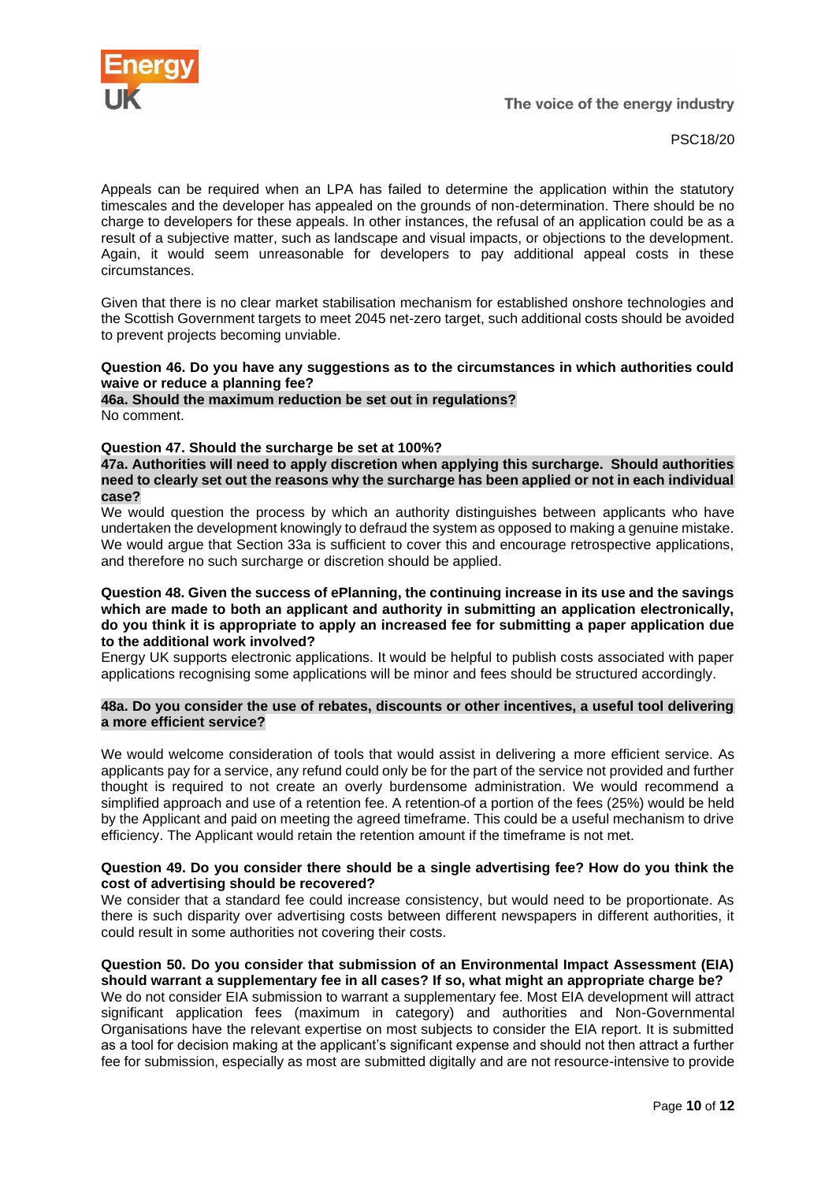Appeals can be required when an LPA has failed to determine the application within the statutory timescales and the developer has appealed on the grounds of non-determination. There should be no charge to developers for these appeals. In other instances, the refusal of an application could be as a result of a subjective matter, such as landscape and visual impacts, or objections to the development. Again, it would seem unreasonable for developers to pay additional appeal costs in these circumstances.

Given that there is no clear market stabilisation mechanism for established onshore technologies and the Scottish Government targets to meet 2045 net-zero target, such additional costs should be avoided to prevent projects becoming unviable.

**Question 46. Do you have any suggestions as to the circumstances in which authorities could waive or reduce a planning fee?**

**46a. Should the maximum reduction be set out in regulations?**

No comment.

**Question 47. Should the surcharge be set at 100%?**

**47a. Authorities will need to apply discretion when applying this surcharge. Should authorities need to clearly set out the reasons why the surcharge has been applied or not in each individual case?**

We would question the process by which an authority distinguishes between applicants who have undertaken the development knowingly to defraud the system as opposed to making a genuine mistake. We would argue that Section 33a is sufficient to cover this and encourage retrospective applications, and therefore no such surcharge or discretion should be applied.

**Question 48. Given the success of ePlanning, the continuing increase in its use and the savings which are made to both an applicant and authority in submitting an application electronically, do you think it is appropriate to apply an increased fee for submitting a paper application due to the additional work involved?**

Energy UK supports electronic applications. It would be helpful to publish costs associated with paper applications recognising some applications will be minor and fees should be structured accordingly.

**48a. Do you consider the use of rebates, discounts or other incentives, a useful tool delivering a more efficient service?**

We would welcome consideration of tools that would assist in delivering a more efficient service. As applicants pay for a service, any refund could only be for the part of the service not provided and further thought is required to not create an overly burdensome administration. We would recommend a simplified approach and use of a retention fee. A retention of a portion of the fees (25%) would be held by the Applicant and paid on meeting the agreed timeframe. This could be a useful mechanism to drive efficiency. The Applicant would retain the retention amount if the timeframe is not met.

**Question 49. Do you consider there should be a single advertising fee? How do you think the cost of advertising should be recovered?**

We consider that a standard fee could increase consistency, but would need to be proportionate. As there is such disparity over advertising costs between different newspapers in different authorities, it could result in some authorities not covering their costs.

**Question 50. Do you consider that submission of an Environmental Impact Assessment (EIA) should warrant a supplementary fee in all cases? If so, what might an appropriate charge be?**

We do not consider EIA submission to warrant a supplementary fee. Most EIA development will attract significant application fees (maximum in category) and authorities and Non-Governmental Organisations have the relevant expertise on most subjects to consider the EIA report. It is submitted as a tool for decision making at the applicant's significant expense and should not then attract a further fee for submission, especially as most are submitted digitally and are not resource-intensive to provide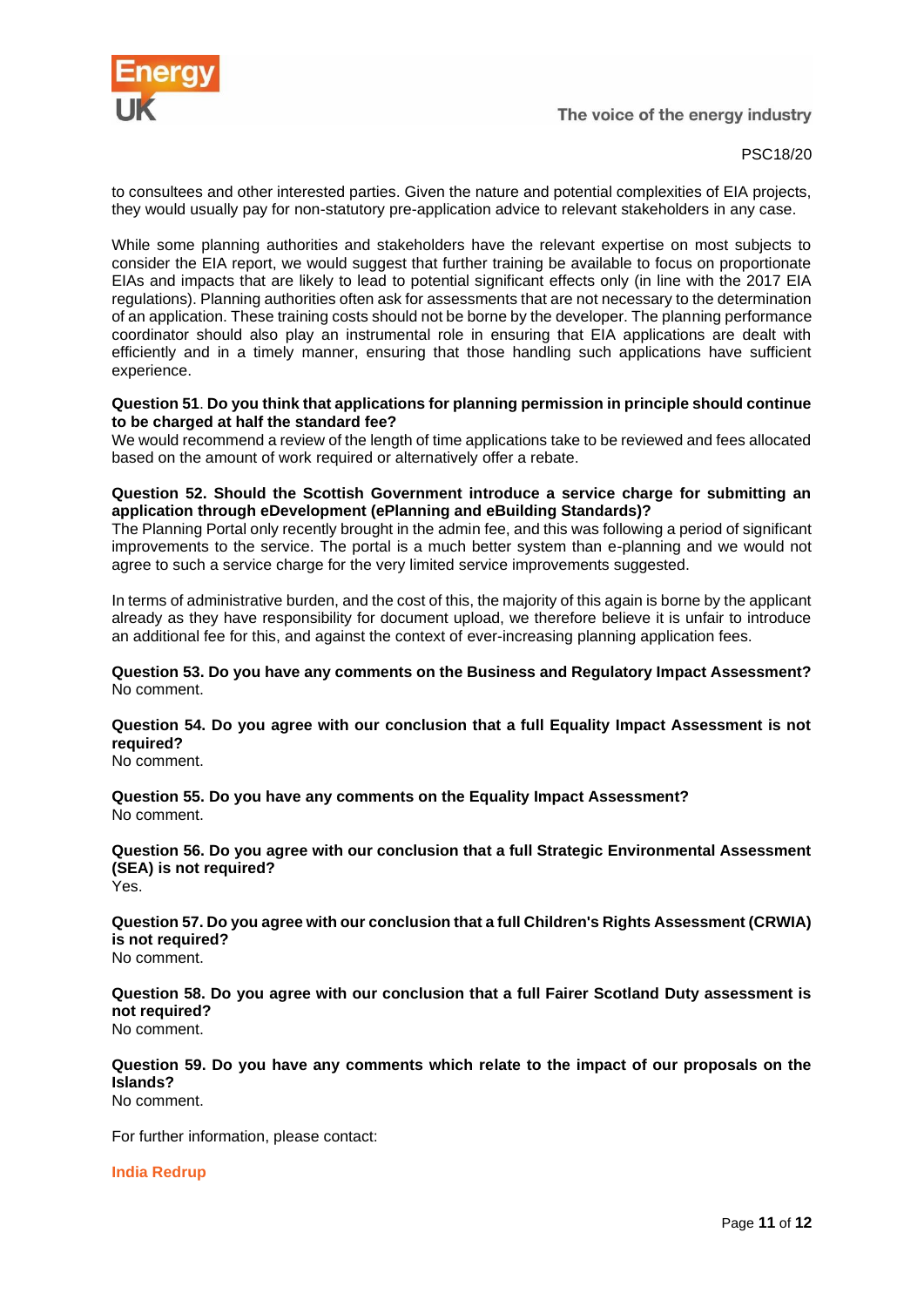to consultees and other interested parties. Given the nature and potential complexities of EIA projects, they would usually pay for non-statutory pre-application advice to relevant stakeholders in any case.

While some planning authorities and stakeholders have the relevant expertise on most subjects to consider the EIA report, we would suggest that further training be available to focus on proportionate EIAs and impacts that are likely to lead to potential significant effects only (in line with the 2017 EIA regulations). Planning authorities often ask for assessments that are not necessary to the determination of an application. These training costs should not be borne by the developer. The planning performance coordinator should also play an instrumental role in ensuring that EIA applications are dealt with efficiently and in a timely manner, ensuring that those handling such applications have sufficient experience.

**Question 51**. **Do you think that applications for planning permission in principle should continue to be charged at half the standard fee?**
We would recommend a review of the length of time applications take to be reviewed and fees allocated based on the amount of work required or alternatively offer a rebate.

**Question 52. Should the Scottish Government introduce a service charge for submitting an application through eDevelopment (ePlanning and eBuilding Standards)?**
The Planning Portal only recently brought in the admin fee, and this was following a period of significant improvements to the service. The portal is a much better system than e-planning and we would not agree to such a service charge for the very limited service improvements suggested.

In terms of administrative burden, and the cost of this, the majority of this again is borne by the applicant already as they have responsibility for document upload, we therefore believe it is unfair to introduce an additional fee for this, and against the context of ever-increasing planning application fees.

**Question 53. Do you have any comments on the Business and Regulatory Impact Assessment?**
No comment.

**Question 54. Do you agree with our conclusion that a full Equality Impact Assessment is not required?**
No comment.

**Question 55. Do you have any comments on the Equality Impact Assessment?**
No comment.

**Question 56. Do you agree with our conclusion that a full Strategic Environmental Assessment (SEA) is not required?**
Yes.

**Question 57. Do you agree with our conclusion that a full Children's Rights Assessment (CRWIA) is not required?**
No comment.

**Question 58. Do you agree with our conclusion that a full Fairer Scotland Duty assessment is not required?**
No comment.

**Question 59. Do you have any comments which relate to the impact of our proposals on the Islands?**
No comment.

For further information, please contact:

**India Redrup**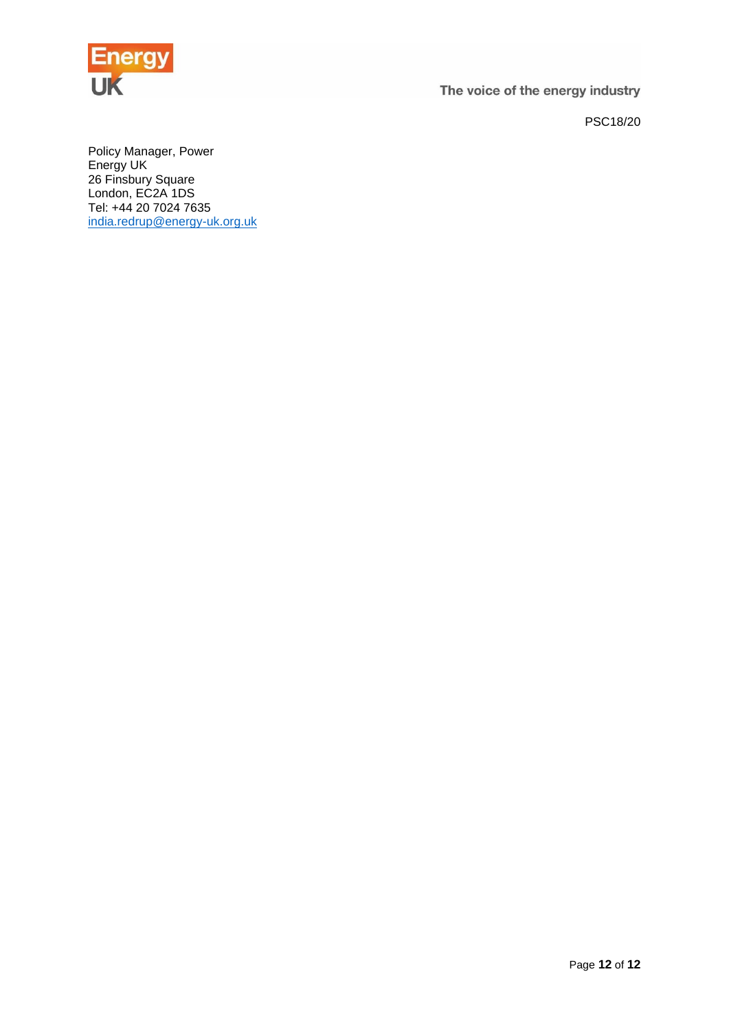PSC18/20

Policy Manager, Power
Energy UK
26 Finsbury Square
London, EC2A 1DS
Tel: +44 20 7024 7635
india.redrup@energy-uk.org.uk